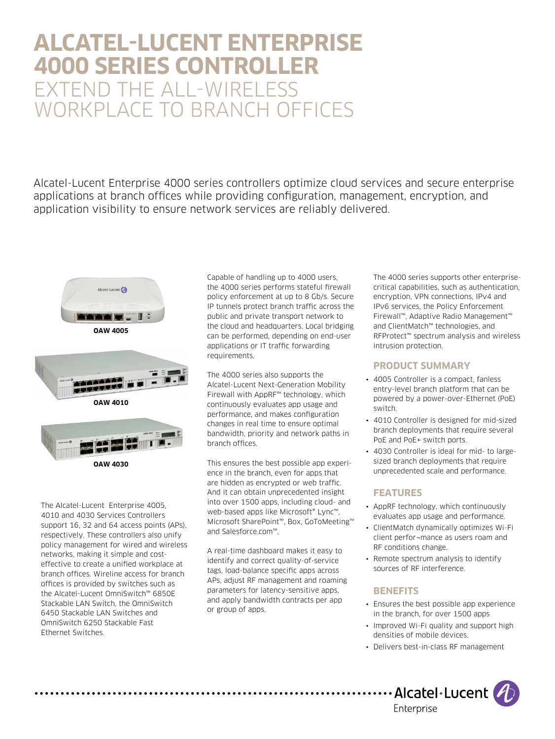# ALCATEL-LUCENT ENTERPRISE 4000 SERIES CONTROLLER

## EXTEND THE ALL-WIRELESS WORKPLACE TO BRANCH OFFICES

Alcatel-Lucent Enterprise 4000 series controllers optimize cloud services and secure enterprise applications at branch offices while providing configuration, management, encryption, and application visibility to ensure network services are reliably delivered.

**OAW 4005**

**OAW 4010**

**OAW 4030**

The Alcatel-Lucent Enterprise 4005, 4010 and 4030 Services Controllers support 16, 32 and 64 access points (APs), respectively. These controllers also unify policy management for wired and wireless networks, making it simple and cost-effective to create a unified workplace at branch offices. Wireline access for branch offices is provided by switches such as the Alcatel-Lucent OmniSwitch™ 6850E Stackable LAN Switch, the OmniSwitch 6450 Stackable LAN Switches and OmniSwitch 6250 Stackable Fast Ethernet Switches.

Capable of handling up to 4000 users, the 4000 series performs stateful firewall policy enforcement at up to 8 Gb/s. Secure IP tunnels protect branch traffic across the public and private transport network to the cloud and headquarters. Local bridging can be performed, depending on end-user applications or IT traffic forwarding requirements.

The 4000 series also supports the Alcatel-Lucent Next-Generation Mobility Firewall with AppRF™ technology, which continuously evaluates app usage and performance, and makes configuration changes in real time to ensure optimal bandwidth, priority and network paths in branch offices.

This ensures the best possible app experience in the branch, even for apps that are hidden as encrypted or web traffic. And it can obtain unprecedented insight into over 1500 apps, including cloud- and web-based apps like Microsoft® Lync™, Microsoft SharePoint™, Box, GoToMeeting™ and Salesforce.com™.

A real-time dashboard makes it easy to identify and correct quality-of-service tags, load-balance specific apps across APs, adjust RF management and roaming parameters for latency-sensitive apps, and apply bandwidth contracts per app or group of apps.

The 4000 series supports other enterprise-critical capabilities, such as authentication, encryption, VPN connections, IPv4 and IPv6 services, the Policy Enforcement Firewall™, Adaptive Radio Management™ and ClientMatch™ technologies, and RFProtect™ spectrum analysis and wireless intrusion protection.

### PRODUCT SUMMARY

- 4005 Controller is a compact, fanless entry-level branch platform that can be powered by a power-over-Ethernet (PoE) switch.
- 4010 Controller is designed for mid-sized branch deployments that require several PoE and PoE+ switch ports.
- 4030 Controller is ideal for mid- to large-sized branch deployments that require unprecedented scale and performance.

### FEATURES

- AppRF technology, which continuously evaluates app usage and performance.
- ClientMatch dynamically optimizes Wi-Fi client perfor¬mance as users roam and RF conditions change.
- Remote spectrum analysis to identify sources of RF interference.

### BENEFITS

- Ensures the best possible app experience in the branch, for over 1500 apps
- Improved Wi-Fi quality and support high densities of mobile devices.
- Delivers best-in-class RF management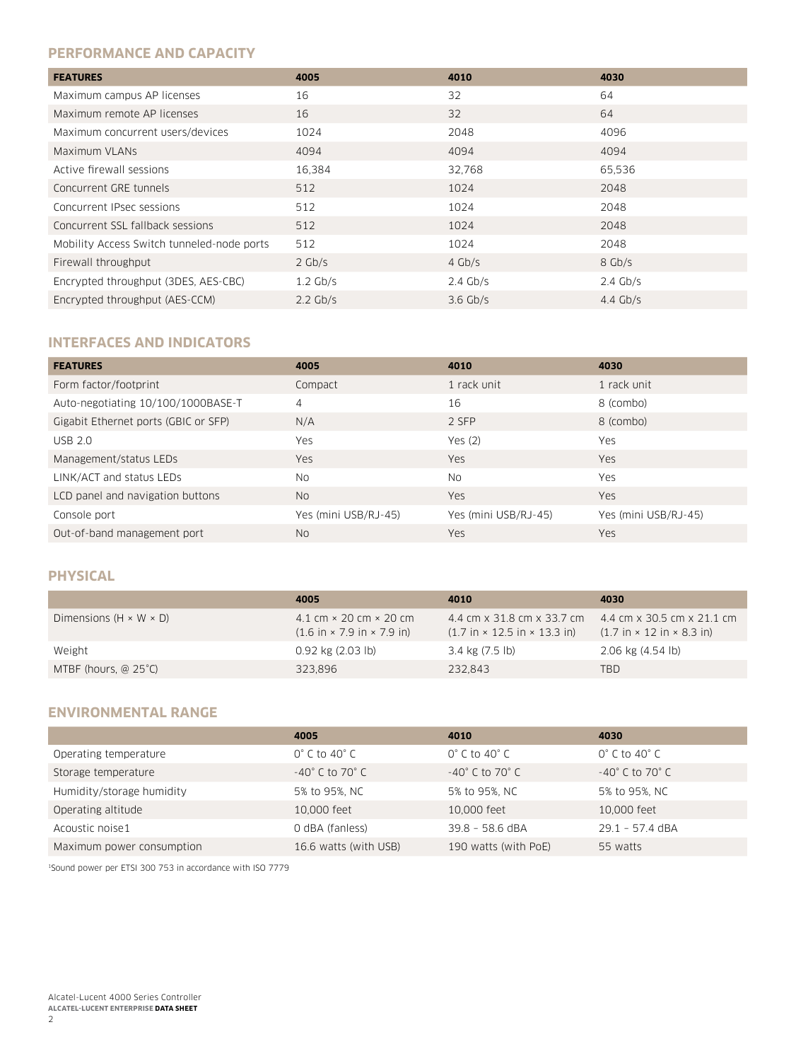## PERFORMANCE AND CAPACITY

| FEATURES | 4005 | 4010 | 4030 |
|---|---|---|---|
| Maximum campus AP licenses | 16 | 32 | 64 |
| Maximum remote AP licenses | 16 | 32 | 64 |
| Maximum concurrent users/devices | 1024 | 2048 | 4096 |
| Maximum VLANs | 4094 | 4094 | 4094 |
| Active firewall sessions | 16,384 | 32,768 | 65,536 |
| Concurrent GRE tunnels | 512 | 1024 | 2048 |
| Concurrent IPsec sessions | 512 | 1024 | 2048 |
| Concurrent SSL fallback sessions | 512 | 1024 | 2048 |
| Mobility Access Switch tunneled-node ports | 512 | 1024 | 2048 |
| Firewall throughput | 2 Gb/s | 4 Gb/s | 8 Gb/s |
| Encrypted throughput (3DES, AES-CBC) | 1.2 Gb/s | 2.4 Gb/s | 2.4 Gb/s |
| Encrypted throughput (AES-CCM) | 2.2 Gb/s | 3.6 Gb/s | 4.4 Gb/s |

## INTERFACES AND INDICATORS

| FEATURES | 4005 | 4010 | 4030 |
|---|---|---|---|
| Form factor/footprint | Compact | 1 rack unit | 1 rack unit |
| Auto-negotiating 10/100/1000BASE-T | 4 | 16 | 8 (combo) |
| Gigabit Ethernet ports (GBIC or SFP) | N/A | 2 SFP | 8 (combo) |
| USB 2.0 | Yes | Yes (2) | Yes |
| Management/status LEDs | Yes | Yes | Yes |
| LINK/ACT and status LEDs | No | No | Yes |
| LCD panel and navigation buttons | No | Yes | Yes |
| Console port | Yes (mini USB/RJ-45) | Yes (mini USB/RJ-45) | Yes (mini USB/RJ-45) |
| Out-of-band management port | No | Yes | Yes |

## PHYSICAL

| | 4005 | 4010 | 4030 |
|---|---|---|---|
| Dimensions (H × W × D) | 4.1 cm × 20 cm × 20 cm (1.6 in × 7.9 in × 7.9 in) | 4.4 cm x 31.8 cm x 33.7 cm (1.7 in × 12.5 in × 13.3 in) | 4.4 cm x 30.5 cm x 21.1 cm (1.7 in × 12 in × 8.3 in) |
| Weight | 0.92 kg (2.03 lb) | 3.4 kg (7.5 lb) | 2.06 kg (4.54 lb) |
| MTBF (hours, @ 25˚C) | 323,896 | 232,843 | TBD |

## ENVIRONMENTAL RANGE

| | 4005 | 4010 | 4030 |
|---|---|---|---|
| Operating temperature | 0˚ C to 40˚ C | 0˚ C to 40˚ C | 0˚ C to 40˚ C |
| Storage temperature | -40˚ C to 70˚ C | -40˚ C to 70˚ C | -40˚ C to 70˚ C |
| Humidity/storage humidity | 5% to 95%, NC | 5% to 95%, NC | 5% to 95%, NC |
| Operating altitude | 10,000 feet | 10,000 feet | 10,000 feet |
| Acoustic noise[1] | 0 dBA (fanless) | 39.8 – 58.6 dBA | 29.1 – 57.4 dBA |
| Maximum power consumption | 16.6 watts (with USB) | 190 watts (with PoE) | 55 watts |

[1]Sound power per ETSI 300 753 in accordance with ISO 7779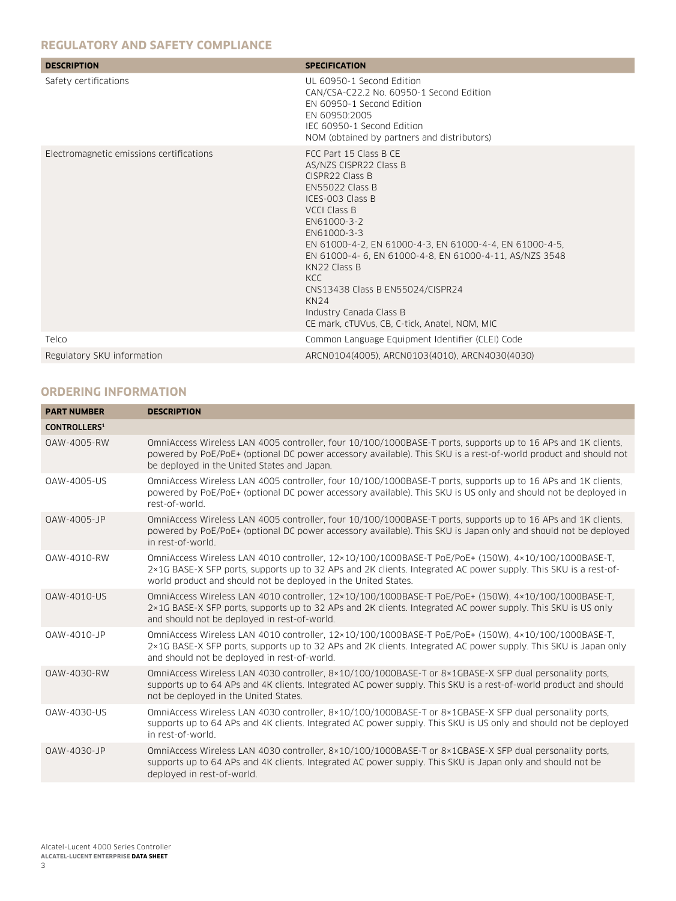## REGULATORY AND SAFETY COMPLIANCE

| DESCRIPTION | SPECIFICATION |
| --- | --- |
| Safety certifications | UL 60950-1 Second Edition<br>CAN/CSA-C22.2 No. 60950-1 Second Edition<br>EN 60950-1 Second Edition<br>EN 60950:2005<br>IEC 60950-1 Second Edition<br>NOM (obtained by partners and distributors) |
| Electromagnetic emissions certifications | FCC Part 15 Class B CE<br>AS/NZS CISPR22 Class B<br>CISPR22 Class B<br>EN55022 Class B<br>ICES-003 Class B<br>VCCI Class B<br>EN61000-3-2<br>EN61000-3-3<br>EN 61000-4-2, EN 61000-4-3, EN 61000-4-4, EN 61000-4-5, EN 61000-4- 6, EN 61000-4-8, EN 61000-4-11, AS/NZS 3548<br>KN22 Class B<br>KCC<br>CNS13438 Class B EN55024/CISPR24<br>KN24<br>Industry Canada Class B<br>CE mark, cTUVus, CB, C-tick, Anatel, NOM, MIC |
| Telco | Common Language Equipment Identifier (CLEI) Code |
| Regulatory SKU information | ARCN0104(4005), ARCN0103(4010), ARCN4030(4030) |

## ORDERING INFORMATION

| PART NUMBER | DESCRIPTION |
| --- | --- |
| **CONTROLLERS[1]** | |
| OAW-4005-RW | OmniAccess Wireless LAN 4005 controller, four 10/100/1000BASE-T ports, supports up to 16 APs and 1K clients, powered by PoE/PoE+ (optional DC power accessory available). This SKU is a rest-of-world product and should not be deployed in the United States and Japan. |
| OAW-4005-US | OmniAccess Wireless LAN 4005 controller, four 10/100/1000BASE-T ports, supports up to 16 APs and 1K clients, powered by PoE/PoE+ (optional DC power accessory available). This SKU is US only and should not be deployed in rest-of-world. |
| OAW-4005-JP | OmniAccess Wireless LAN 4005 controller, four 10/100/1000BASE-T ports, supports up to 16 APs and 1K clients, powered by PoE/PoE+ (optional DC power accessory available). This SKU is Japan only and should not be deployed in rest-of-world. |
| OAW-4010-RW | OmniAccess Wireless LAN 4010 controller, 12×10/100/1000BASE-T PoE/PoE+ (150W), 4×10/100/1000BASE-T, 2×1G BASE-X SFP ports, supports up to 32 APs and 2K clients. Integrated AC power supply. This SKU is a rest-of-world product and should not be deployed in the United States. |
| OAW-4010-US | OmniAccess Wireless LAN 4010 controller, 12×10/100/1000BASE-T PoE/PoE+ (150W), 4×10/100/1000BASE-T, 2×1G BASE-X SFP ports, supports up to 32 APs and 2K clients. Integrated AC power supply. This SKU is US only and should not be deployed in rest-of-world. |
| OAW-4010-JP | OmniAccess Wireless LAN 4010 controller, 12×10/100/1000BASE-T PoE/PoE+ (150W), 4×10/100/1000BASE-T, 2×1G BASE-X SFP ports, supports up to 32 APs and 2K clients. Integrated AC power supply. This SKU is Japan only and should not be deployed in rest-of-world. |
| OAW-4030-RW | OmniAccess Wireless LAN 4030 controller, 8×10/100/1000BASE-T or 8×1GBASE-X SFP dual personality ports, supports up to 64 APs and 4K clients. Integrated AC power supply. This SKU is a rest-of-world product and should not be deployed in the United States. |
| OAW-4030-US | OmniAccess Wireless LAN 4030 controller, 8×10/100/1000BASE-T or 8×1GBASE-X SFP dual personality ports, supports up to 64 APs and 4K clients. Integrated AC power supply. This SKU is US only and should not be deployed in rest-of-world. |
| OAW-4030-JP | OmniAccess Wireless LAN 4030 controller, 8×10/100/1000BASE-T or 8×1GBASE-X SFP dual personality ports, supports up to 64 APs and 4K clients. Integrated AC power supply. This SKU is Japan only and should not be deployed in rest-of-world. |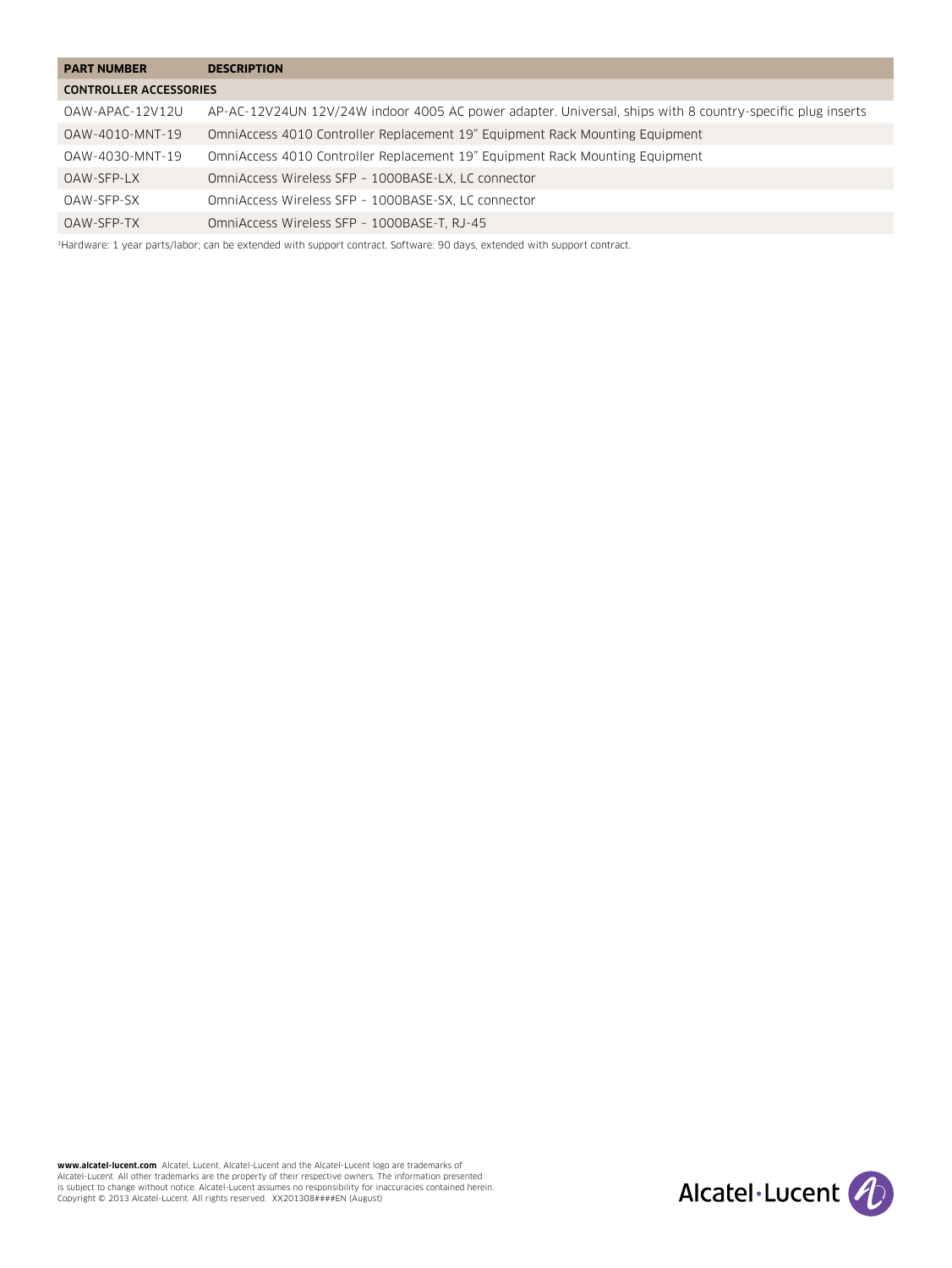| PART NUMBER | DESCRIPTION |
|---|---|
| **CONTROLLER ACCESSORIES** | |
| OAW-APAC-12V12U | AP-AC-12V24UN 12V/24W indoor 4005 AC power adapter. Universal, ships with 8 country-specific plug inserts |
| OAW-4010-MNT-19 | OmniAccess 4010 Controller Replacement 19" Equipment Rack Mounting Equipment |
| OAW-4030-MNT-19 | OmniAccess 4010 Controller Replacement 19" Equipment Rack Mounting Equipment |
| OAW-SFP-LX | OmniAccess Wireless SFP – 1000BASE-LX, LC connector |
| OAW-SFP-SX | OmniAccess Wireless SFP – 1000BASE-SX, LC connector |
| OAW-SFP-TX | OmniAccess Wireless SFP – 1000BASE-T, RJ-45 |

[1]Hardware: 1 year parts/labor; can be extended with support contract. Software: 90 days, extended with support contract.

**www.alcatel-lucent.com** Alcatel, Lucent, Alcatel-Lucent and the Alcatel-Lucent logo are trademarks of Alcatel-Lucent. All other trademarks are the property of their respective owners. The information presented is subject to change without notice. Alcatel-Lucent assumes no responsibility for inaccuracies contained herein. Copyright © 2013 Alcatel-Lucent. All rights reserved. XX201308####EN (August)

Alcatel·Lucent